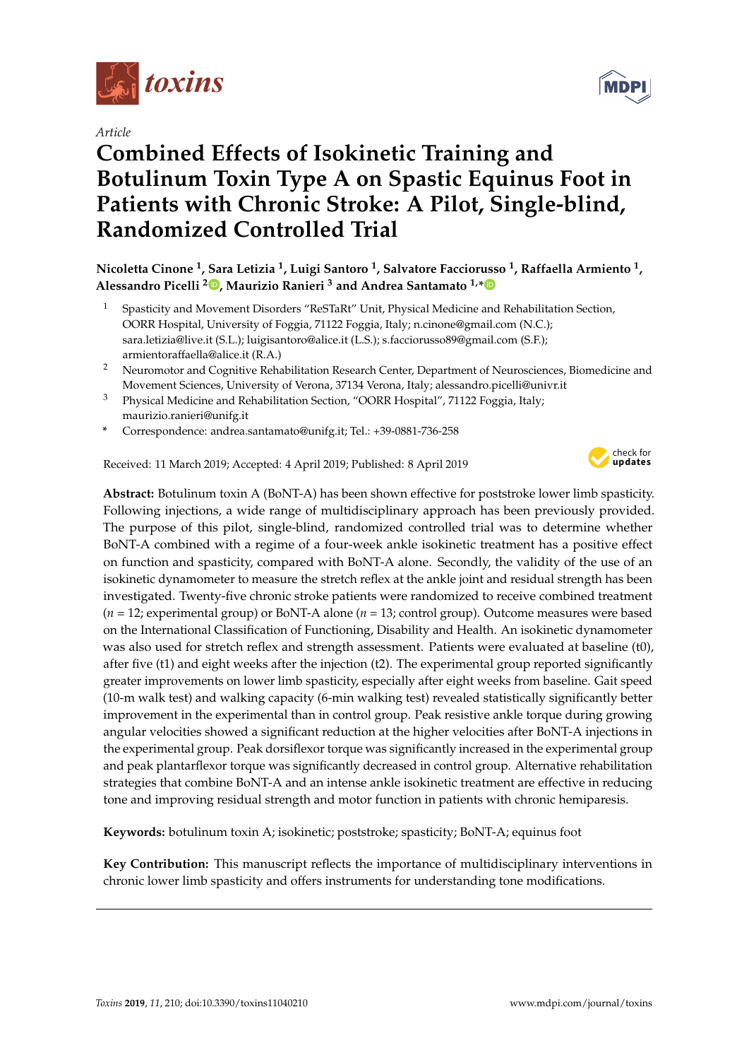*Article*

# Combined Effects of Isokinetic Training and Botulinum Toxin Type A on Spastic Equinus Foot in Patients with Chronic Stroke: A Pilot, Single-blind, Randomized Controlled Trial

**Nicoletta Cinone [1], Sara Letizia [1], Luigi Santoro [1], Salvatore Facciorusso [1], Raffaella Armiento [1], Alessandro Picelli [2], Maurizio Ranieri [3] and Andrea Santamato [1,*]**

[1] Spasticity and Movement Disorders "ReSTaRt" Unit, Physical Medicine and Rehabilitation Section, OORR Hospital, University of Foggia, 71122 Foggia, Italy; n.cinone@gmail.com (N.C.); sara.letizia@live.it (S.L.); luigisantoro@alice.it (L.S.); s.facciorusso89@gmail.com (S.F.); armientoraffaella@alice.it (R.A.)

[2] Neuromotor and Cognitive Rehabilitation Research Center, Department of Neurosciences, Biomedicine and Movement Sciences, University of Verona, 37134 Verona, Italy; alessandro.picelli@univr.it

[3] Physical Medicine and Rehabilitation Section, "OORR Hospital", 71122 Foggia, Italy; maurizio.ranieri@unifg.it

\* Correspondence: andrea.santamato@unifg.it; Tel.: +39-0881-736-258

Received: 11 March 2019; Accepted: 4 April 2019; Published: 8 April 2019

**Abstract:** Botulinum toxin A (BoNT-A) has been shown effective for poststroke lower limb spasticity. Following injections, a wide range of multidisciplinary approach has been previously provided. The purpose of this pilot, single-blind, randomized controlled trial was to determine whether BoNT-A combined with a regime of a four-week ankle isokinetic treatment has a positive effect on function and spasticity, compared with BoNT-A alone. Secondly, the validity of the use of an isokinetic dynamometer to measure the stretch reflex at the ankle joint and residual strength has been investigated. Twenty-five chronic stroke patients were randomized to receive combined treatment ($n = 12$; experimental group) or BoNT-A alone ($n = 13$; control group). Outcome measures were based on the International Classification of Functioning, Disability and Health. An isokinetic dynamometer was also used for stretch reflex and strength assessment. Patients were evaluated at baseline (t0), after five (t1) and eight weeks after the injection (t2). The experimental group reported significantly greater improvements on lower limb spasticity, especially after eight weeks from baseline. Gait speed (10-m walk test) and walking capacity (6-min walking test) revealed statistically significantly better improvement in the experimental than in control group. Peak resistive ankle torque during growing angular velocities showed a significant reduction at the higher velocities after BoNT-A injections in the experimental group. Peak dorsiflexor torque was significantly increased in the experimental group and peak plantarflexor torque was significantly decreased in control group. Alternative rehabilitation strategies that combine BoNT-A and an intense ankle isokinetic treatment are effective in reducing tone and improving residual strength and motor function in patients with chronic hemiparesis.

**Keywords:** botulinum toxin A; isokinetic; poststroke; spasticity; BoNT-A; equinus foot

**Key Contribution:** This manuscript reflects the importance of multidisciplinary interventions in chronic lower limb spasticity and offers instruments for understanding tone modifications.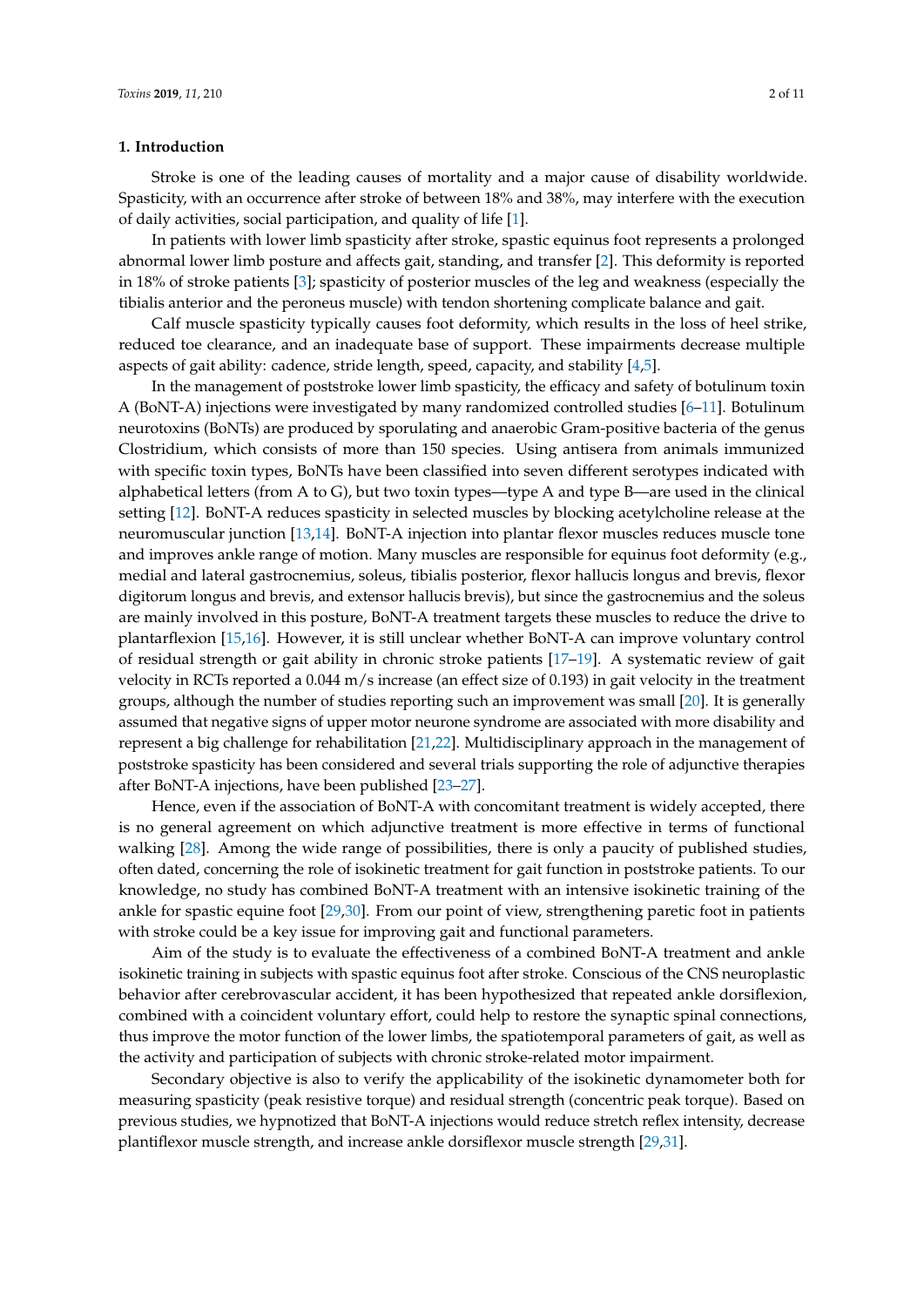## 1. Introduction

Stroke is one of the leading causes of mortality and a major cause of disability worldwide. Spasticity, with an occurrence after stroke of between 18% and 38%, may interfere with the execution of daily activities, social participation, and quality of life [1].

In patients with lower limb spasticity after stroke, spastic equinus foot represents a prolonged abnormal lower limb posture and affects gait, standing, and transfer [2]. This deformity is reported in 18% of stroke patients [3]; spasticity of posterior muscles of the leg and weakness (especially the tibialis anterior and the peroneus muscle) with tendon shortening complicate balance and gait.

Calf muscle spasticity typically causes foot deformity, which results in the loss of heel strike, reduced toe clearance, and an inadequate base of support. These impairments decrease multiple aspects of gait ability: cadence, stride length, speed, capacity, and stability [4,5].

In the management of poststroke lower limb spasticity, the efficacy and safety of botulinum toxin A (BoNT-A) injections were investigated by many randomized controlled studies [6–11]. Botulinum neurotoxins (BoNTs) are produced by sporulating and anaerobic Gram-positive bacteria of the genus Clostridium, which consists of more than 150 species. Using antisera from animals immunized with specific toxin types, BoNTs have been classified into seven different serotypes indicated with alphabetical letters (from A to G), but two toxin types—type A and type B—are used in the clinical setting [12]. BoNT-A reduces spasticity in selected muscles by blocking acetylcholine release at the neuromuscular junction [13,14]. BoNT-A injection into plantar flexor muscles reduces muscle tone and improves ankle range of motion. Many muscles are responsible for equinus foot deformity (e.g., medial and lateral gastrocnemius, soleus, tibialis posterior, flexor hallucis longus and brevis, flexor digitorum longus and brevis, and extensor hallucis brevis), but since the gastrocnemius and the soleus are mainly involved in this posture, BoNT-A treatment targets these muscles to reduce the drive to plantarflexion [15,16]. However, it is still unclear whether BoNT-A can improve voluntary control of residual strength or gait ability in chronic stroke patients [17–19]. A systematic review of gait velocity in RCTs reported a 0.044 m/s increase (an effect size of 0.193) in gait velocity in the treatment groups, although the number of studies reporting such an improvement was small [20]. It is generally assumed that negative signs of upper motor neurone syndrome are associated with more disability and represent a big challenge for rehabilitation [21,22]. Multidisciplinary approach in the management of poststroke spasticity has been considered and several trials supporting the role of adjunctive therapies after BoNT-A injections, have been published [23–27].

Hence, even if the association of BoNT-A with concomitant treatment is widely accepted, there is no general agreement on which adjunctive treatment is more effective in terms of functional walking [28]. Among the wide range of possibilities, there is only a paucity of published studies, often dated, concerning the role of isokinetic treatment for gait function in poststroke patients. To our knowledge, no study has combined BoNT-A treatment with an intensive isokinetic training of the ankle for spastic equine foot [29,30]. From our point of view, strengthening paretic foot in patients with stroke could be a key issue for improving gait and functional parameters.

Aim of the study is to evaluate the effectiveness of a combined BoNT-A treatment and ankle isokinetic training in subjects with spastic equinus foot after stroke. Conscious of the CNS neuroplastic behavior after cerebrovascular accident, it has been hypothesized that repeated ankle dorsiflexion, combined with a coincident voluntary effort, could help to restore the synaptic spinal connections, thus improve the motor function of the lower limbs, the spatiotemporal parameters of gait, as well as the activity and participation of subjects with chronic stroke-related motor impairment.

Secondary objective is also to verify the applicability of the isokinetic dynamometer both for measuring spasticity (peak resistive torque) and residual strength (concentric peak torque). Based on previous studies, we hypnotized that BoNT-A injections would reduce stretch reflex intensity, decrease plantiflexor muscle strength, and increase ankle dorsiflexor muscle strength [29,31].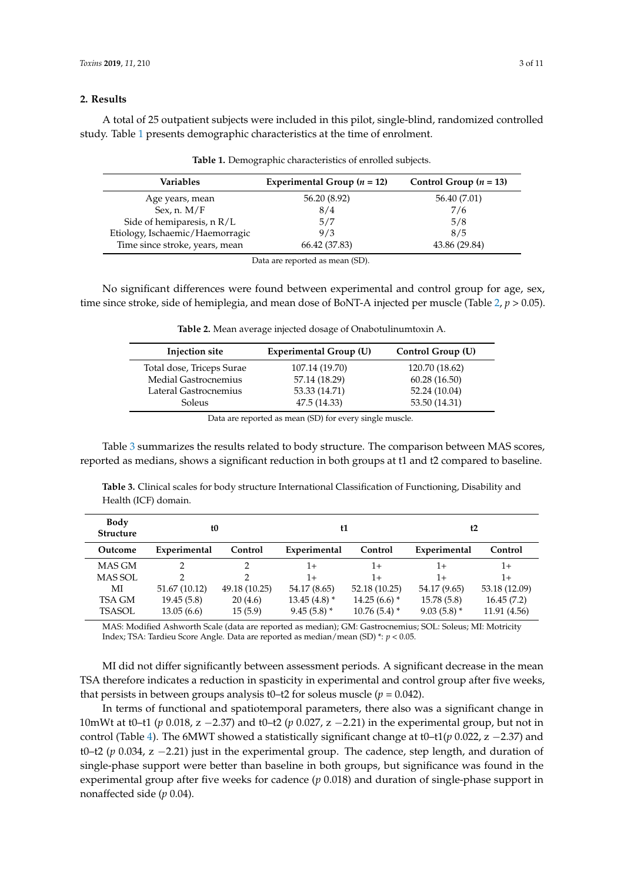## 2. Results

A total of 25 outpatient subjects were included in this pilot, single-blind, randomized controlled study. Table 1 presents demographic characteristics at the time of enrolment.

**Table 1.** Demographic characteristics of enrolled subjects.

| Variables | Experimental Group ($n$ = 12) | Control Group ($n$ = 13) |
|---|---|---|
| Age years, mean | 56.20 (8.92) | 56.40 (7.01) |
| Sex, n. M/F | 8/4 | 7/6 |
| Side of hemiparesis, n R/L | 5/7 | 5/8 |
| Etiology, Ischaemic/Haemorragic | 9/3 | 8/5 |
| Time since stroke, years, mean | 66.42 (37.83) | 43.86 (29.84) |

Data are reported as mean (SD).

No significant differences were found between experimental and control group for age, sex, time since stroke, side of hemiplegia, and mean dose of BoNT-A injected per muscle (Table 2, $p > 0.05$).

**Table 2.** Mean average injected dosage of Onabotulinumtoxin A.

| Injection site | Experimental Group (U) | Control Group (U) |
|---|---|---|
| Total dose, Triceps Surae | 107.14 (19.70) | 120.70 (18.62) |
| Medial Gastrocnemius | 57.14 (18.29) | 60.28 (16.50) |
| Lateral Gastrocnemius | 53.33 (14.71) | 52.24 (10.04) |
| Soleus | 47.5 (14.33) | 53.50 (14.31) |

Data are reported as mean (SD) for every single muscle.

Table 3 summarizes the results related to body structure. The comparison between MAS scores, reported as medians, shows a significant reduction in both groups at t1 and t2 compared to baseline.

**Table 3.** Clinical scales for body structure International Classification of Functioning, Disability and Health (ICF) domain.

| Body Structure | t0 | | t1 | | t2 | |
|---|---|---|---|---|---|---|
| **Outcome** | **Experimental** | **Control** | **Experimental** | **Control** | **Experimental** | **Control** |
| MAS GM | 2 | 2 | 1+ | 1+ | 1+ | 1+ |
| MAS SOL | 2 | 2 | 1+ | 1+ | 1+ | 1+ |
| MI | 51.67 (10.12) | 49.18 (10.25) | 54.17 (8.65) | 52.18 (10.25) | 54.17 (9.65) | 53.18 (12.09) |
| TSA GM | 19.45 (5.8) | 20 (4.6) | 13.45 (4.8) * | 14.25 (6.6) * | 15.78 (5.8) | 16.45 (7.2) |
| TSASOL | 13.05 (6.6) | 15 (5.9) | 9.45 (5.8) * | 10.76 (5.4) * | 9.03 (5.8) * | 11.91 (4.56) |

MAS: Modified Ashworth Scale (data are reported as median); GM: Gastrocnemius; SOL: Soleus; MI: Motricity Index; TSA: Tardieu Score Angle. Data are reported as median/mean (SD) *: $p < 0.05$.

MI did not differ significantly between assessment periods. A significant decrease in the mean TSA therefore indicates a reduction in spasticity in experimental and control group after five weeks, that persists in between groups analysis t0–t2 for soleus muscle ($p = 0.042$).

In terms of functional and spatiotemporal parameters, there also was a significant change in 10mWt at t0–t1 ($p$ 0.018, z −2.37) and t0–t2 ($p$ 0.027, z −2.21) in the experimental group, but not in control (Table 4). The 6MWT showed a statistically significant change at t0–t1($p$ 0.022, z −2.37) and t0–t2 ($p$ 0.034, z −2.21) just in the experimental group. The cadence, step length, and duration of single-phase support were better than baseline in both groups, but significance was found in the experimental group after five weeks for cadence ($p$ 0.018) and duration of single-phase support in nonaffected side ($p$ 0.04).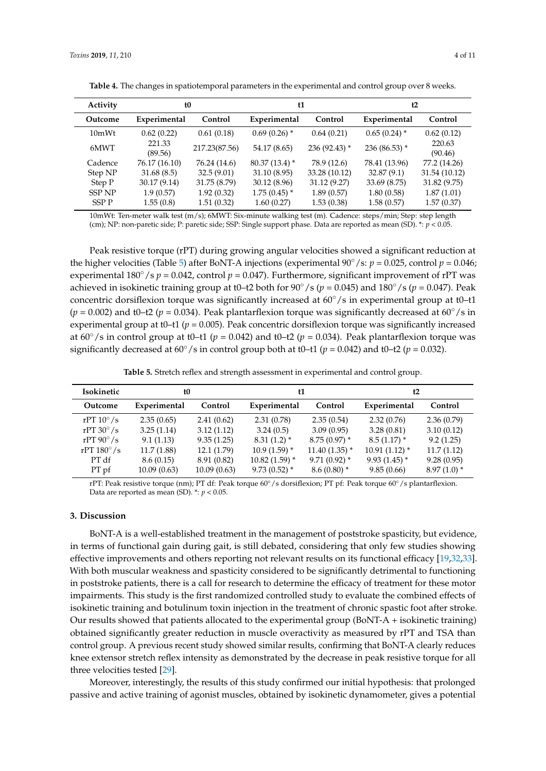**Table 4.** The changes in spatiotemporal parameters in the experimental and control group over 8 weeks.

| Activity | t0 | | t1 | | t2 | |
|---|---|---|---|---|---|---|
| Outcome | Experimental | Control | Experimental | Control | Experimental | Control |
| 10mWt | 0.62 (0.22) | 0.61 (0.18) | 0.69 (0.26) * | 0.64 (0.21) | 0.65 (0.24) * | 0.62 (0.12) |
| 6MWT | 221.33 (89.56) | 217.23(87.56) | 54.17 (8.65) | 236 (92.43) * | 236 (86.53) * | 220.63 (90.46) |
| Cadence | 76.17 (16.10) | 76.24 (14.6) | 80.37 (13.4) * | 78.9 (12.6) | 78.41 (13.96) | 77.2 (14.26) |
| Step NP | 31.68 (8.5) | 32.5 (9.01) | 31.10 (8.95) | 33.28 (10.12) | 32.87 (9.1) | 31.54 (10.12) |
| Step P | 30.17 (9.14) | 31.75 (8.79) | 30.12 (8.96) | 31.12 (9.27) | 33.69 (8.75) | 31.82 (9.75) |
| SSP NP | 1.9 (0.57) | 1.92 (0.32) | 1.75 (0.45) * | 1.89 (0.57) | 1.80 (0.58) | 1.87 (1.01) |
| SSP P | 1.55 (0.8) | 1.51 (0.32) | 1.60 (0.27) | 1.53 (0.38) | 1.58 (0.57) | 1.57 (0.37) |

10mWt: Ten-meter walk test (m/s); 6MWT: Six-minute walking test (m). Cadence: steps/min; Step: step length (cm); NP: non-paretic side; P: paretic side; SSP: Single support phase. Data are reported as mean (SD). *: $p < 0.05$.

Peak resistive torque (rPT) during growing angular velocities showed a significant reduction at the higher velocities (Table 5) after BoNT-A injections (experimental 90°/s: $p = 0.025$, control $p = 0.046$; experimental 180°/s $p = 0.042$, control $p = 0.047$). Furthermore, significant improvement of rPT was achieved in isokinetic training group at t0–t2 both for 90°/s ($p = 0.045$) and 180°/s ($p = 0.047$). Peak concentric dorsiflexion torque was significantly increased at 60°/s in experimental group at t0–t1 ($p = 0.002$) and t0–t2 ($p = 0.034$). Peak plantarflexion torque was significantly decreased at 60°/s in experimental group at t0–t1 ($p = 0.005$). Peak concentric dorsiflexion torque was significantly increased at 60°/s in control group at t0–t1 ($p = 0.042$) and t0–t2 ($p = 0.034$). Peak plantarflexion torque was significantly decreased at 60°/s in control group both at t0–t1 ($p = 0.042$) and t0–t2 ($p = 0.032$).

**Table 5.** Stretch reflex and strength assessment in experimental and control group.

| Isokinetic | t0 | | t1 | | t2 | |
|---|---|---|---|---|---|---|
| Outcome | Experimental | Control | Experimental | Control | Experimental | Control |
| rPT 10°/s | 2.35 (0.65) | 2.41 (0.62) | 2.31 (0.78) | 2.35 (0.54) | 2.32 (0.76) | 2.36 (0.79) |
| rPT 30°/s | 3.25 (1.14) | 3.12 (1.12) | 3.24 (0.5) | 3.09 (0.95) | 3.28 (0.81) | 3.10 (0.12) |
| rPT 90°/s | 9.1 (1.13) | 9.35 (1.25) | 8.31 (1.2) * | 8.75 (0.97) * | 8.5 (1.17) * | 9.2 (1.25) |
| rPT 180°/s | 11.7 (1.88) | 12.1 (1.79) | 10.9 (1.59) * | 11.40 (1.35) * | 10.91 (1.12) * | 11.7 (1.12) |
| PT df | 8.6 (0.15) | 8.91 (0.82) | 10.82 (1.59) * | 9.71 (0.92) * | 9.93 (1.45) * | 9.28 (0.95) |
| PT pf | 10.09 (0.63) | 10.09 (0.63) | 9.73 (0.52) * | 8.6 (0.80) * | 9.85 (0.66) | 8.97 (1.0) * |

rPT: Peak resistive torque (nm); PT df: Peak torque 60°/s dorsiflexion; PT pf: Peak torque 60°/s plantarflexion. Data are reported as mean (SD). *: $p < 0.05$.

## 3. Discussion

BoNT-A is a well-established treatment in the management of poststroke spasticity, but evidence, in terms of functional gain during gait, is still debated, considering that only few studies showing effective improvements and others reporting not relevant results on its functional efficacy [19,32,33]. With both muscular weakness and spasticity considered to be significantly detrimental to functioning in poststroke patients, there is a call for research to determine the efficacy of treatment for these motor impairments. This study is the first randomized controlled study to evaluate the combined effects of isokinetic training and botulinum toxin injection in the treatment of chronic spastic foot after stroke. Our results showed that patients allocated to the experimental group (BoNT-A + isokinetic training) obtained significantly greater reduction in muscle overactivity as measured by rPT and TSA than control group. A previous recent study showed similar results, confirming that BoNT-A clearly reduces knee extensor stretch reflex intensity as demonstrated by the decrease in peak resistive torque for all three velocities tested [29].

Moreover, interestingly, the results of this study confirmed our initial hypothesis: that prolonged passive and active training of agonist muscles, obtained by isokinetic dynamometer, gives a potential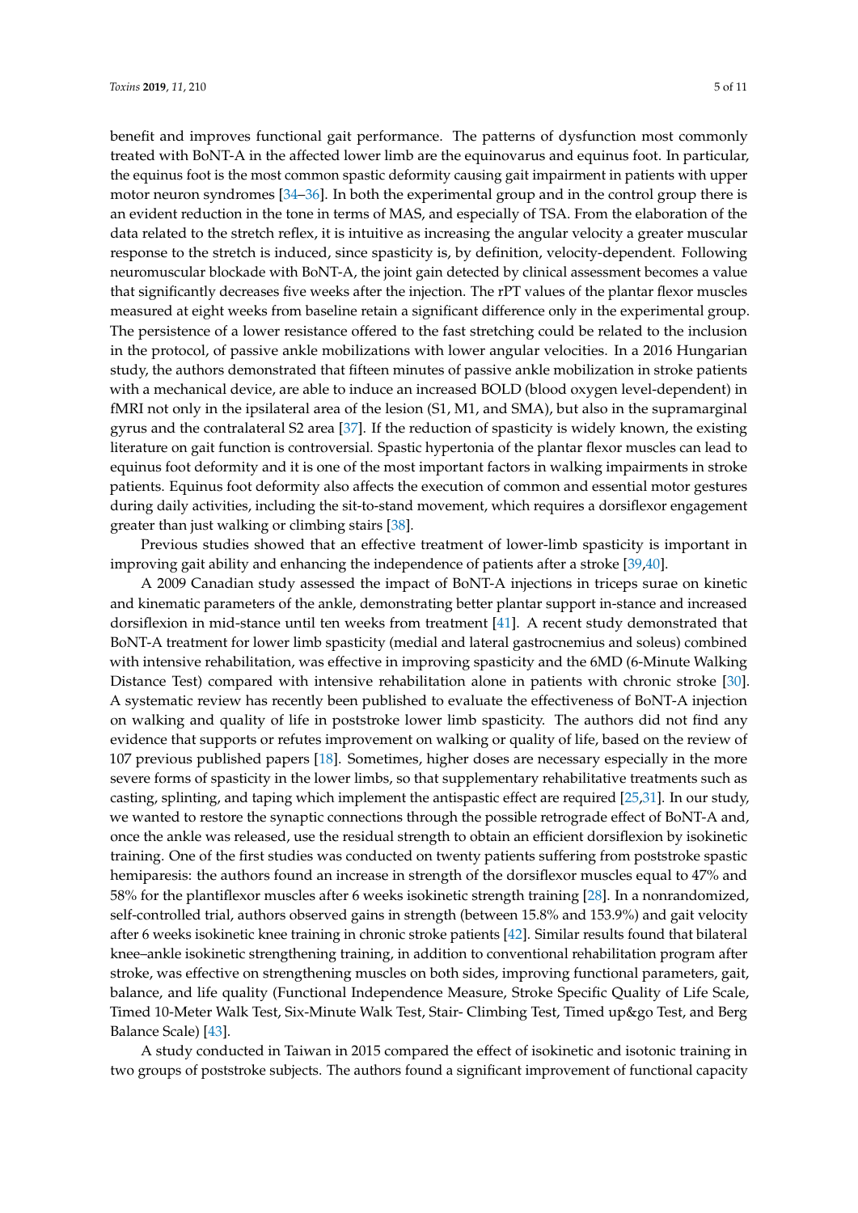benefit and improves functional gait performance. The patterns of dysfunction most commonly treated with BoNT-A in the affected lower limb are the equinovarus and equinus foot. In particular, the equinus foot is the most common spastic deformity causing gait impairment in patients with upper motor neuron syndromes [34–36]. In both the experimental group and in the control group there is an evident reduction in the tone in terms of MAS, and especially of TSA. From the elaboration of the data related to the stretch reflex, it is intuitive as increasing the angular velocity a greater muscular response to the stretch is induced, since spasticity is, by definition, velocity-dependent. Following neuromuscular blockade with BoNT-A, the joint gain detected by clinical assessment becomes a value that significantly decreases five weeks after the injection. The rPT values of the plantar flexor muscles measured at eight weeks from baseline retain a significant difference only in the experimental group. The persistence of a lower resistance offered to the fast stretching could be related to the inclusion in the protocol, of passive ankle mobilizations with lower angular velocities. In a 2016 Hungarian study, the authors demonstrated that fifteen minutes of passive ankle mobilization in stroke patients with a mechanical device, are able to induce an increased BOLD (blood oxygen level-dependent) in fMRI not only in the ipsilateral area of the lesion (S1, M1, and SMA), but also in the supramarginal gyrus and the contralateral S2 area [37]. If the reduction of spasticity is widely known, the existing literature on gait function is controversial. Spastic hypertonia of the plantar flexor muscles can lead to equinus foot deformity and it is one of the most important factors in walking impairments in stroke patients. Equinus foot deformity also affects the execution of common and essential motor gestures during daily activities, including the sit-to-stand movement, which requires a dorsiflexor engagement greater than just walking or climbing stairs [38].

Previous studies showed that an effective treatment of lower-limb spasticity is important in improving gait ability and enhancing the independence of patients after a stroke [39,40].

A 2009 Canadian study assessed the impact of BoNT-A injections in triceps surae on kinetic and kinematic parameters of the ankle, demonstrating better plantar support in-stance and increased dorsiflexion in mid-stance until ten weeks from treatment [41]. A recent study demonstrated that BoNT-A treatment for lower limb spasticity (medial and lateral gastrocnemius and soleus) combined with intensive rehabilitation, was effective in improving spasticity and the 6MD (6-Minute Walking Distance Test) compared with intensive rehabilitation alone in patients with chronic stroke [30]. A systematic review has recently been published to evaluate the effectiveness of BoNT-A injection on walking and quality of life in poststroke lower limb spasticity. The authors did not find any evidence that supports or refutes improvement on walking or quality of life, based on the review of 107 previous published papers [18]. Sometimes, higher doses are necessary especially in the more severe forms of spasticity in the lower limbs, so that supplementary rehabilitative treatments such as casting, splinting, and taping which implement the antispastic effect are required [25,31]. In our study, we wanted to restore the synaptic connections through the possible retrograde effect of BoNT-A and, once the ankle was released, use the residual strength to obtain an efficient dorsiflexion by isokinetic training. One of the first studies was conducted on twenty patients suffering from poststroke spastic hemiparesis: the authors found an increase in strength of the dorsiflexor muscles equal to 47% and 58% for the plantiflexor muscles after 6 weeks isokinetic strength training [28]. In a nonrandomized, self-controlled trial, authors observed gains in strength (between 15.8% and 153.9%) and gait velocity after 6 weeks isokinetic knee training in chronic stroke patients [42]. Similar results found that bilateral knee–ankle isokinetic strengthening training, in addition to conventional rehabilitation program after stroke, was effective on strengthening muscles on both sides, improving functional parameters, gait, balance, and life quality (Functional Independence Measure, Stroke Specific Quality of Life Scale, Timed 10-Meter Walk Test, Six-Minute Walk Test, Stair- Climbing Test, Timed up&go Test, and Berg Balance Scale) [43].

A study conducted in Taiwan in 2015 compared the effect of isokinetic and isotonic training in two groups of poststroke subjects. The authors found a significant improvement of functional capacity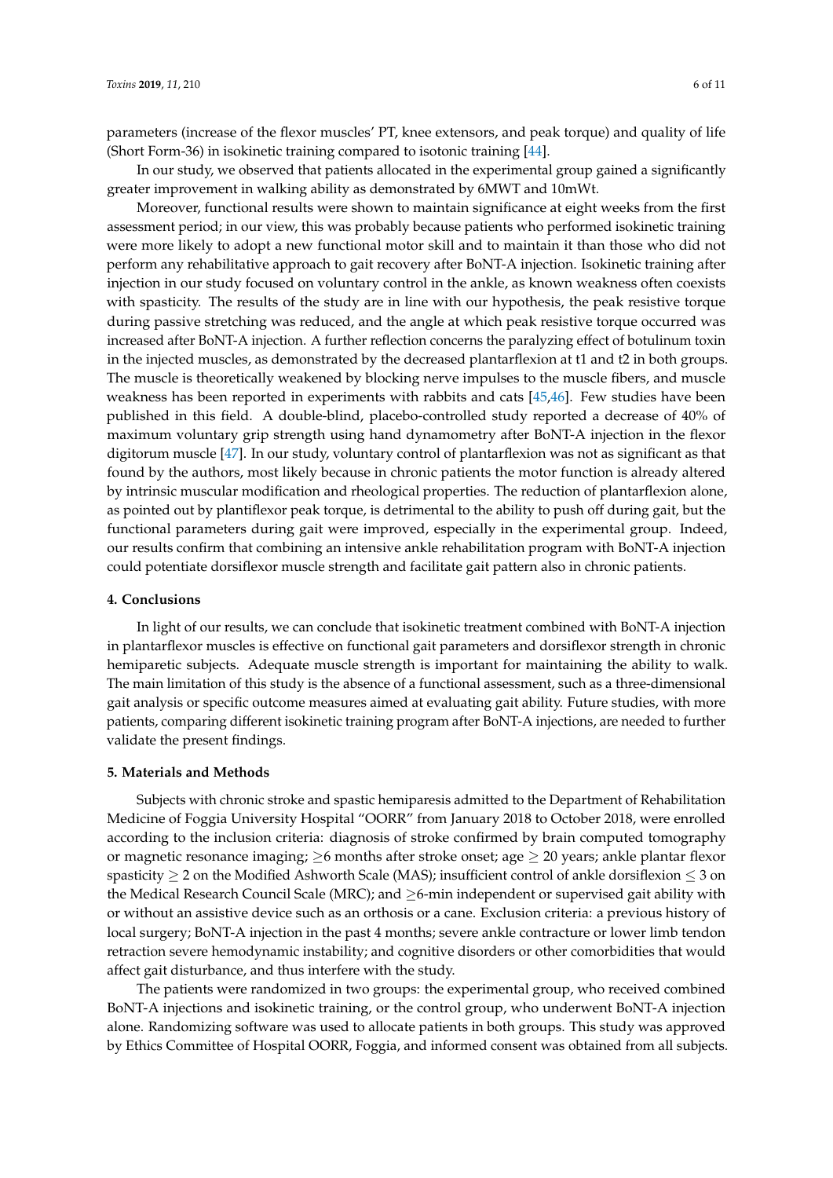parameters (increase of the flexor muscles' PT, knee extensors, and peak torque) and quality of life (Short Form-36) in isokinetic training compared to isotonic training [44].

In our study, we observed that patients allocated in the experimental group gained a significantly greater improvement in walking ability as demonstrated by 6MWT and 10mWt.

Moreover, functional results were shown to maintain significance at eight weeks from the first assessment period; in our view, this was probably because patients who performed isokinetic training were more likely to adopt a new functional motor skill and to maintain it than those who did not perform any rehabilitative approach to gait recovery after BoNT-A injection. Isokinetic training after injection in our study focused on voluntary control in the ankle, as known weakness often coexists with spasticity. The results of the study are in line with our hypothesis, the peak resistive torque during passive stretching was reduced, and the angle at which peak resistive torque occurred was increased after BoNT-A injection. A further reflection concerns the paralyzing effect of botulinum toxin in the injected muscles, as demonstrated by the decreased plantarflexion at t1 and t2 in both groups. The muscle is theoretically weakened by blocking nerve impulses to the muscle fibers, and muscle weakness has been reported in experiments with rabbits and cats [45,46]. Few studies have been published in this field. A double-blind, placebo-controlled study reported a decrease of 40% of maximum voluntary grip strength using hand dynamometry after BoNT-A injection in the flexor digitorum muscle [47]. In our study, voluntary control of plantarflexion was not as significant as that found by the authors, most likely because in chronic patients the motor function is already altered by intrinsic muscular modification and rheological properties. The reduction of plantarflexion alone, as pointed out by plantiflexor peak torque, is detrimental to the ability to push off during gait, but the functional parameters during gait were improved, especially in the experimental group. Indeed, our results confirm that combining an intensive ankle rehabilitation program with BoNT-A injection could potentiate dorsiflexor muscle strength and facilitate gait pattern also in chronic patients.

## 4. Conclusions

In light of our results, we can conclude that isokinetic treatment combined with BoNT-A injection in plantarflexor muscles is effective on functional gait parameters and dorsiflexor strength in chronic hemiparetic subjects. Adequate muscle strength is important for maintaining the ability to walk. The main limitation of this study is the absence of a functional assessment, such as a three-dimensional gait analysis or specific outcome measures aimed at evaluating gait ability. Future studies, with more patients, comparing different isokinetic training program after BoNT-A injections, are needed to further validate the present findings.

## 5. Materials and Methods

Subjects with chronic stroke and spastic hemiparesis admitted to the Department of Rehabilitation Medicine of Foggia University Hospital "OORR" from January 2018 to October 2018, were enrolled according to the inclusion criteria: diagnosis of stroke confirmed by brain computed tomography or magnetic resonance imaging; $\geq$6 months after stroke onset; age $\geq$ 20 years; ankle plantar flexor spasticity $\geq$ 2 on the Modified Ashworth Scale (MAS); insufficient control of ankle dorsiflexion $\leq$ 3 on the Medical Research Council Scale (MRC); and $\geq$6-min independent or supervised gait ability with or without an assistive device such as an orthosis or a cane. Exclusion criteria: a previous history of local surgery; BoNT-A injection in the past 4 months; severe ankle contracture or lower limb tendon retraction severe hemodynamic instability; and cognitive disorders or other comorbidities that would affect gait disturbance, and thus interfere with the study.

The patients were randomized in two groups: the experimental group, who received combined BoNT-A injections and isokinetic training, or the control group, who underwent BoNT-A injection alone. Randomizing software was used to allocate patients in both groups. This study was approved by Ethics Committee of Hospital OORR, Foggia, and informed consent was obtained from all subjects.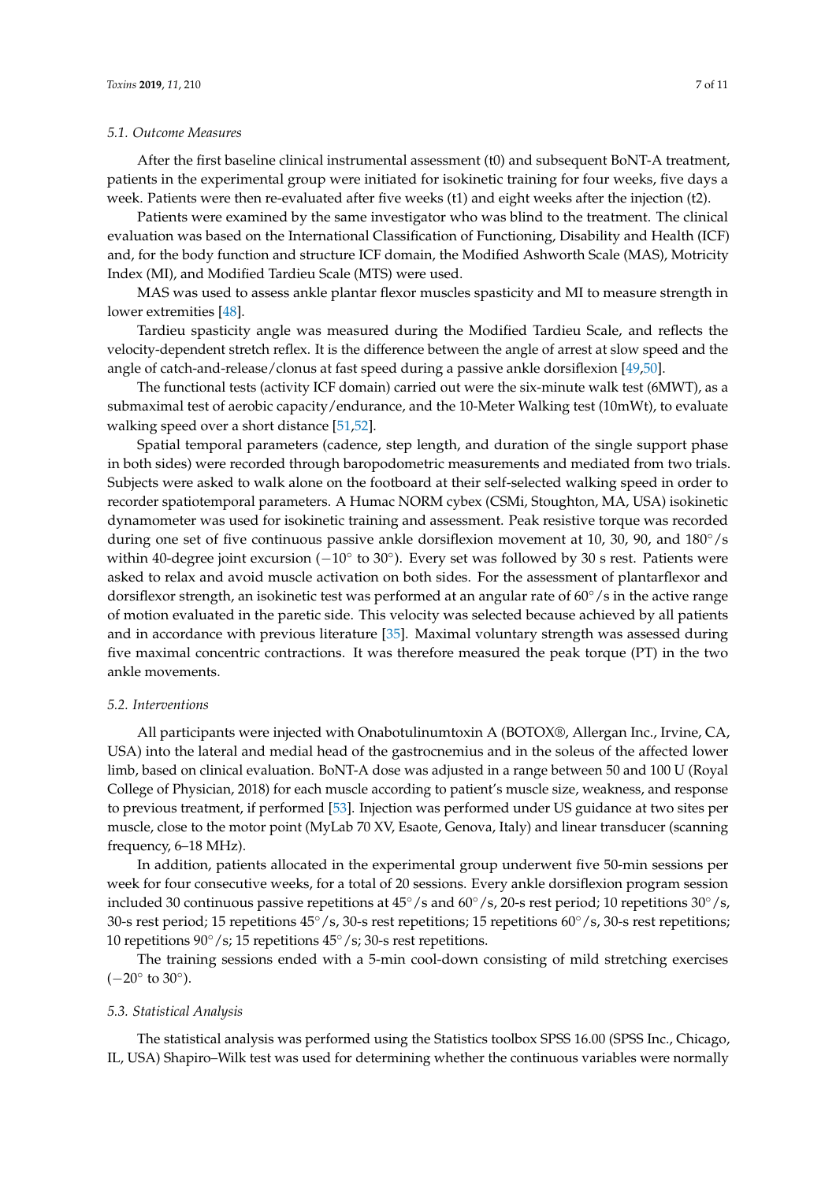### 5.1. Outcome Measures

After the first baseline clinical instrumental assessment (t0) and subsequent BoNT-A treatment, patients in the experimental group were initiated for isokinetic training for four weeks, five days a week. Patients were then re-evaluated after five weeks (t1) and eight weeks after the injection (t2).

Patients were examined by the same investigator who was blind to the treatment. The clinical evaluation was based on the International Classification of Functioning, Disability and Health (ICF) and, for the body function and structure ICF domain, the Modified Ashworth Scale (MAS), Motricity Index (MI), and Modified Tardieu Scale (MTS) were used.

MAS was used to assess ankle plantar flexor muscles spasticity and MI to measure strength in lower extremities [48].

Tardieu spasticity angle was measured during the Modified Tardieu Scale, and reflects the velocity-dependent stretch reflex. It is the difference between the angle of arrest at slow speed and the angle of catch-and-release/clonus at fast speed during a passive ankle dorsiflexion [49,50].

The functional tests (activity ICF domain) carried out were the six-minute walk test (6MWT), as a submaximal test of aerobic capacity/endurance, and the 10-Meter Walking test (10mWt), to evaluate walking speed over a short distance [51,52].

Spatial temporal parameters (cadence, step length, and duration of the single support phase in both sides) were recorded through baropodometric measurements and mediated from two trials. Subjects were asked to walk alone on the footboard at their self-selected walking speed in order to recorder spatiotemporal parameters. A Humac NORM cybex (CSMi, Stoughton, MA, USA) isokinetic dynamometer was used for isokinetic training and assessment. Peak resistive torque was recorded during one set of five continuous passive ankle dorsiflexion movement at 10, 30, 90, and 180°/s within 40-degree joint excursion (−10° to 30°). Every set was followed by 30 s rest. Patients were asked to relax and avoid muscle activation on both sides. For the assessment of plantarflexor and dorsiflexor strength, an isokinetic test was performed at an angular rate of 60°/s in the active range of motion evaluated in the paretic side. This velocity was selected because achieved by all patients and in accordance with previous literature [35]. Maximal voluntary strength was assessed during five maximal concentric contractions. It was therefore measured the peak torque (PT) in the two ankle movements.

### 5.2. Interventions

All participants were injected with Onabotulinumtoxin A (BOTOX®, Allergan Inc., Irvine, CA, USA) into the lateral and medial head of the gastrocnemius and in the soleus of the affected lower limb, based on clinical evaluation. BoNT-A dose was adjusted in a range between 50 and 100 U (Royal College of Physician, 2018) for each muscle according to patient's muscle size, weakness, and response to previous treatment, if performed [53]. Injection was performed under US guidance at two sites per muscle, close to the motor point (MyLab 70 XV, Esaote, Genova, Italy) and linear transducer (scanning frequency, 6–18 MHz).

In addition, patients allocated in the experimental group underwent five 50-min sessions per week for four consecutive weeks, for a total of 20 sessions. Every ankle dorsiflexion program session included 30 continuous passive repetitions at 45°/s and 60°/s, 20-s rest period; 10 repetitions 30°/s, 30-s rest period; 15 repetitions 45°/s, 30-s rest repetitions; 15 repetitions 60°/s, 30-s rest repetitions; 10 repetitions 90°/s; 15 repetitions 45°/s; 30-s rest repetitions.

The training sessions ended with a 5-min cool-down consisting of mild stretching exercises (−20° to 30°).

### 5.3. Statistical Analysis

The statistical analysis was performed using the Statistics toolbox SPSS 16.00 (SPSS Inc., Chicago, IL, USA) Shapiro–Wilk test was used for determining whether the continuous variables were normally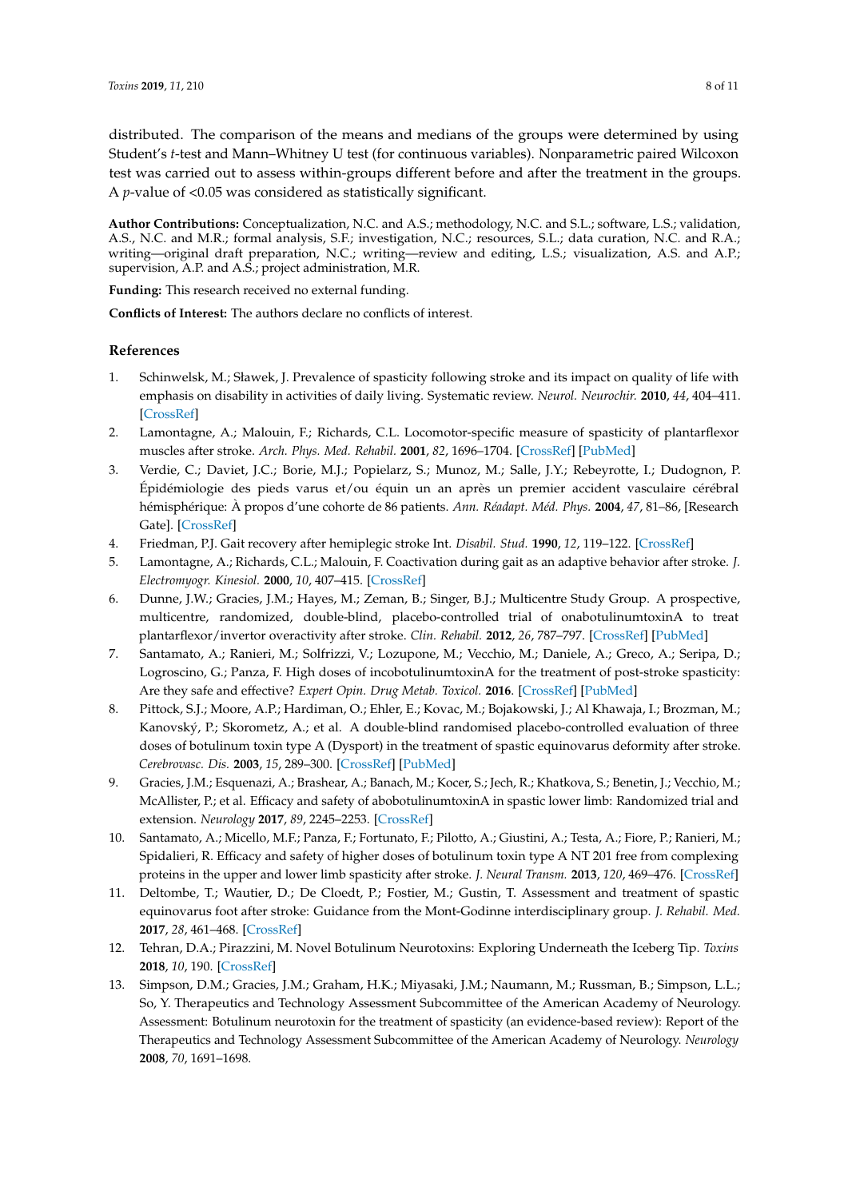distributed. The comparison of the means and medians of the groups were determined by using Student's *t*-test and Mann–Whitney U test (for continuous variables). Nonparametric paired Wilcoxon test was carried out to assess within-groups different before and after the treatment in the groups. A *p*-value of <0.05 was considered as statistically significant.

**Author Contributions:** Conceptualization, N.C. and A.S.; methodology, N.C. and S.L.; software, L.S.; validation, A.S., N.C. and M.R.; formal analysis, S.F.; investigation, N.C.; resources, S.L.; data curation, N.C. and R.A.; writing—original draft preparation, N.C.; writing—review and editing, L.S.; visualization, A.S. and A.P.; supervision, A.P. and A.S.; project administration, M.R.

**Funding:** This research received no external funding.

**Conflicts of Interest:** The authors declare no conflicts of interest.

## References

1. Schinwelsk, M.; Sławek, J. Prevalence of spasticity following stroke and its impact on quality of life with emphasis on disability in activities of daily living. Systematic review. *Neurol. Neurochir.* **2010**, *44*, 404–411. [CrossRef]
2. Lamontagne, A.; Malouin, F.; Richards, C.L. Locomotor-specific measure of spasticity of plantarflexor muscles after stroke. *Arch. Phys. Med. Rehabil.* **2001**, *82*, 1696–1704. [CrossRef] [PubMed]
3. Verdie, C.; Daviet, J.C.; Borie, M.J.; Popielarz, S.; Munoz, M.; Salle, J.Y.; Rebeyrotte, I.; Dudognon, P. Épidémiologie des pieds varus et/ou équin un an après un premier accident vasculaire cérébral hémisphérique: À propos d'une cohorte de 86 patients. *Ann. Réadapt. Méd. Phys.* **2004**, *47*, 81–86, [Research Gate]. [CrossRef]
4. Friedman, P.J. Gait recovery after hemiplegic stroke Int. *Disabil. Stud.* **1990**, *12*, 119–122. [CrossRef]
5. Lamontagne, A.; Richards, C.L.; Malouin, F. Coactivation during gait as an adaptive behavior after stroke. *J. Electromyogr. Kinesiol.* **2000**, *10*, 407–415. [CrossRef]
6. Dunne, J.W.; Gracies, J.M.; Hayes, M.; Zeman, B.; Singer, B.J.; Multicentre Study Group. A prospective, multicentre, randomized, double-blind, placebo-controlled trial of onabotulinumtoxinA to treat plantarflexor/invertor overactivity after stroke. *Clin. Rehabil.* **2012**, *26*, 787–797. [CrossRef] [PubMed]
7. Santamato, A.; Ranieri, M.; Solfrizzi, V.; Lozupone, M.; Vecchio, M.; Daniele, A.; Greco, A.; Seripa, D.; Logroscino, G.; Panza, F. High doses of incobotulinumtoxinA for the treatment of post-stroke spasticity: Are they safe and effective? *Expert Opin. Drug Metab. Toxicol.* **2016**. [CrossRef] [PubMed]
8. Pittock, S.J.; Moore, A.P.; Hardiman, O.; Ehler, E.; Kovac, M.; Bojakowski, J.; Al Khawaja, I.; Brozman, M.; Kanovský, P.; Skorometz, A.; et al. A double-blind randomised placebo-controlled evaluation of three doses of botulinum toxin type A (Dysport) in the treatment of spastic equinovarus deformity after stroke. *Cerebrovasc. Dis.* **2003**, *15*, 289–300. [CrossRef] [PubMed]
9. Gracies, J.M.; Esquenazi, A.; Brashear, A.; Banach, M.; Kocer, S.; Jech, R.; Khatkova, S.; Benetin, J.; Vecchio, M.; McAllister, P.; et al. Efficacy and safety of abobotulinumtoxinA in spastic lower limb: Randomized trial and extension. *Neurology* **2017**, *89*, 2245–2253. [CrossRef]
10. Santamato, A.; Micello, M.F.; Panza, F.; Fortunato, F.; Pilotto, A.; Giustini, A.; Testa, A.; Fiore, P.; Ranieri, M.; Spidalieri, R. Efficacy and safety of higher doses of botulinum toxin type A NT 201 free from complexing proteins in the upper and lower limb spasticity after stroke. *J. Neural Transm.* **2013**, *120*, 469–476. [CrossRef]
11. Deltombe, T.; Wautier, D.; De Cloedt, P.; Fostier, M.; Gustin, T. Assessment and treatment of spastic equinovarus foot after stroke: Guidance from the Mont-Godinne interdisciplinary group. *J. Rehabil. Med.* **2017**, *28*, 461–468. [CrossRef]
12. Tehran, D.A.; Pirazzini, M. Novel Botulinum Neurotoxins: Exploring Underneath the Iceberg Tip. *Toxins* **2018**, *10*, 190. [CrossRef]
13. Simpson, D.M.; Gracies, J.M.; Graham, H.K.; Miyasaki, J.M.; Naumann, M.; Russman, B.; Simpson, L.L.; So, Y. Therapeutics and Technology Assessment Subcommittee of the American Academy of Neurology. Assessment: Botulinum neurotoxin for the treatment of spasticity (an evidence-based review): Report of the Therapeutics and Technology Assessment Subcommittee of the American Academy of Neurology. *Neurology* **2008**, *70*, 1691–1698.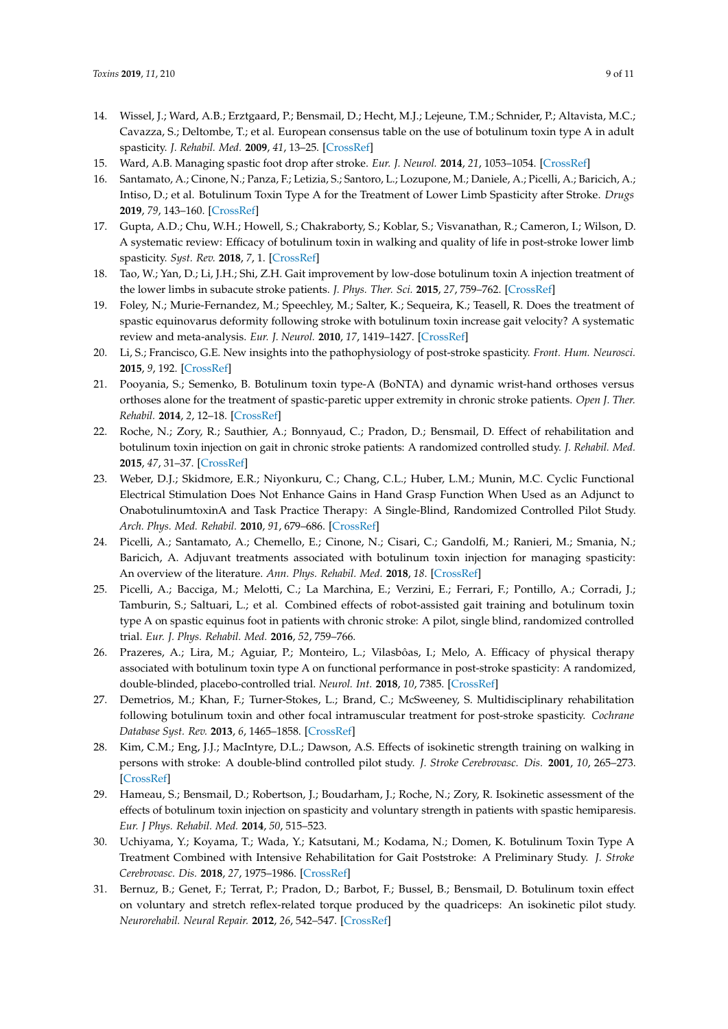14. Wissel, J.; Ward, A.B.; Erztgaard, P.; Bensmail, D.; Hecht, M.J.; Lejeune, T.M.; Schnider, P.; Altavista, M.C.; Cavazza, S.; Deltombe, T.; et al. European consensus table on the use of botulinum toxin type A in adult spasticity. *J. Rehabil. Med.* **2009**, *41*, 13–25. [CrossRef]
15. Ward, A.B. Managing spastic foot drop after stroke. *Eur. J. Neurol.* **2014**, *21*, 1053–1054. [CrossRef]
16. Santamato, A.; Cinone, N.; Panza, F.; Letizia, S.; Santoro, L.; Lozupone, M.; Daniele, A.; Picelli, A.; Baricich, A.; Intiso, D.; et al. Botulinum Toxin Type A for the Treatment of Lower Limb Spasticity after Stroke. *Drugs* **2019**, *79*, 143–160. [CrossRef]
17. Gupta, A.D.; Chu, W.H.; Howell, S.; Chakraborty, S.; Koblar, S.; Visvanathan, R.; Cameron, I.; Wilson, D. A systematic review: Efficacy of botulinum toxin in walking and quality of life in post-stroke lower limb spasticity. *Syst. Rev.* **2018**, *7*, 1. [CrossRef]
18. Tao, W.; Yan, D.; Li, J.H.; Shi, Z.H. Gait improvement by low-dose botulinum toxin A injection treatment of the lower limbs in subacute stroke patients. *J. Phys. Ther. Sci.* **2015**, *27*, 759–762. [CrossRef]
19. Foley, N.; Murie-Fernandez, M.; Speechley, M.; Salter, K.; Sequeira, K.; Teasell, R. Does the treatment of spastic equinovarus deformity following stroke with botulinum toxin increase gait velocity? A systematic review and meta-analysis. *Eur. J. Neurol.* **2010**, *17*, 1419–1427. [CrossRef]
20. Li, S.; Francisco, G.E. New insights into the pathophysiology of post-stroke spasticity. *Front. Hum. Neurosci.* **2015**, *9*, 192. [CrossRef]
21. Pooyania, S.; Semenko, B. Botulinum toxin type-A (BoNTA) and dynamic wrist-hand orthoses versus orthoses alone for the treatment of spastic-paretic upper extremity in chronic stroke patients. *Open J. Ther. Rehabil.* **2014**, *2*, 12–18. [CrossRef]
22. Roche, N.; Zory, R.; Sauthier, A.; Bonnyaud, C.; Pradon, D.; Bensmail, D. Effect of rehabilitation and botulinum toxin injection on gait in chronic stroke patients: A randomized controlled study. *J. Rehabil. Med.* **2015**, *47*, 31–37. [CrossRef]
23. Weber, D.J.; Skidmore, E.R.; Niyonkuru, C.; Chang, C.L.; Huber, L.M.; Munin, M.C. Cyclic Functional Electrical Stimulation Does Not Enhance Gains in Hand Grasp Function When Used as an Adjunct to OnabotulinumtoxinA and Task Practice Therapy: A Single-Blind, Randomized Controlled Pilot Study. *Arch. Phys. Med. Rehabil.* **2010**, *91*, 679–686. [CrossRef]
24. Picelli, A.; Santamato, A.; Chemello, E.; Cinone, N.; Cisari, C.; Gandolfi, M.; Ranieri, M.; Smania, N.; Baricich, A. Adjuvant treatments associated with botulinum toxin injection for managing spasticity: An overview of the literature. *Ann. Phys. Rehabil. Med.* **2018**, *18*. [CrossRef]
25. Picelli, A.; Bacciga, M.; Melotti, C.; La Marchina, E.; Verzini, E.; Ferrari, F.; Pontillo, A.; Corradi, J.; Tamburin, S.; Saltuari, L.; et al. Combined effects of robot-assisted gait training and botulinum toxin type A on spastic equinus foot in patients with chronic stroke: A pilot, single blind, randomized controlled trial. *Eur. J. Phys. Rehabil. Med.* **2016**, *52*, 759–766.
26. Prazeres, A.; Lira, M.; Aguiar, P.; Monteiro, L.; Vilasbôas, I.; Melo, A. Efficacy of physical therapy associated with botulinum toxin type A on functional performance in post-stroke spasticity: A randomized, double-blinded, placebo-controlled trial. *Neurol. Int.* **2018**, *10*, 7385. [CrossRef]
27. Demetrios, M.; Khan, F.; Turner-Stokes, L.; Brand, C.; McSweeney, S. Multidisciplinary rehabilitation following botulinum toxin and other focal intramuscular treatment for post-stroke spasticity. *Cochrane Database Syst. Rev.* **2013**, *6*, 1465–1858. [CrossRef]
28. Kim, C.M.; Eng, J.J.; MacIntyre, D.L.; Dawson, A.S. Effects of isokinetic strength training on walking in persons with stroke: A double-blind controlled pilot study. *J. Stroke Cerebrovasc. Dis.* **2001**, *10*, 265–273. [CrossRef]
29. Hameau, S.; Bensmail, D.; Robertson, J.; Boudarham, J.; Roche, N.; Zory, R. Isokinetic assessment of the effects of botulinum toxin injection on spasticity and voluntary strength in patients with spastic hemiparesis. *Eur. J Phys. Rehabil. Med.* **2014**, *50*, 515–523.
30. Uchiyama, Y.; Koyama, T.; Wada, Y.; Katsutani, M.; Kodama, N.; Domen, K. Botulinum Toxin Type A Treatment Combined with Intensive Rehabilitation for Gait Poststroke: A Preliminary Study. *J. Stroke Cerebrovasc. Dis.* **2018**, *27*, 1975–1986. [CrossRef]
31. Bernuz, B.; Genet, F.; Terrat, P.; Pradon, D.; Barbot, F.; Bussel, B.; Bensmail, D. Botulinum toxin effect on voluntary and stretch reflex-related torque produced by the quadriceps: An isokinetic pilot study. *Neurorehabil. Neural Repair.* **2012**, *26*, 542–547. [CrossRef]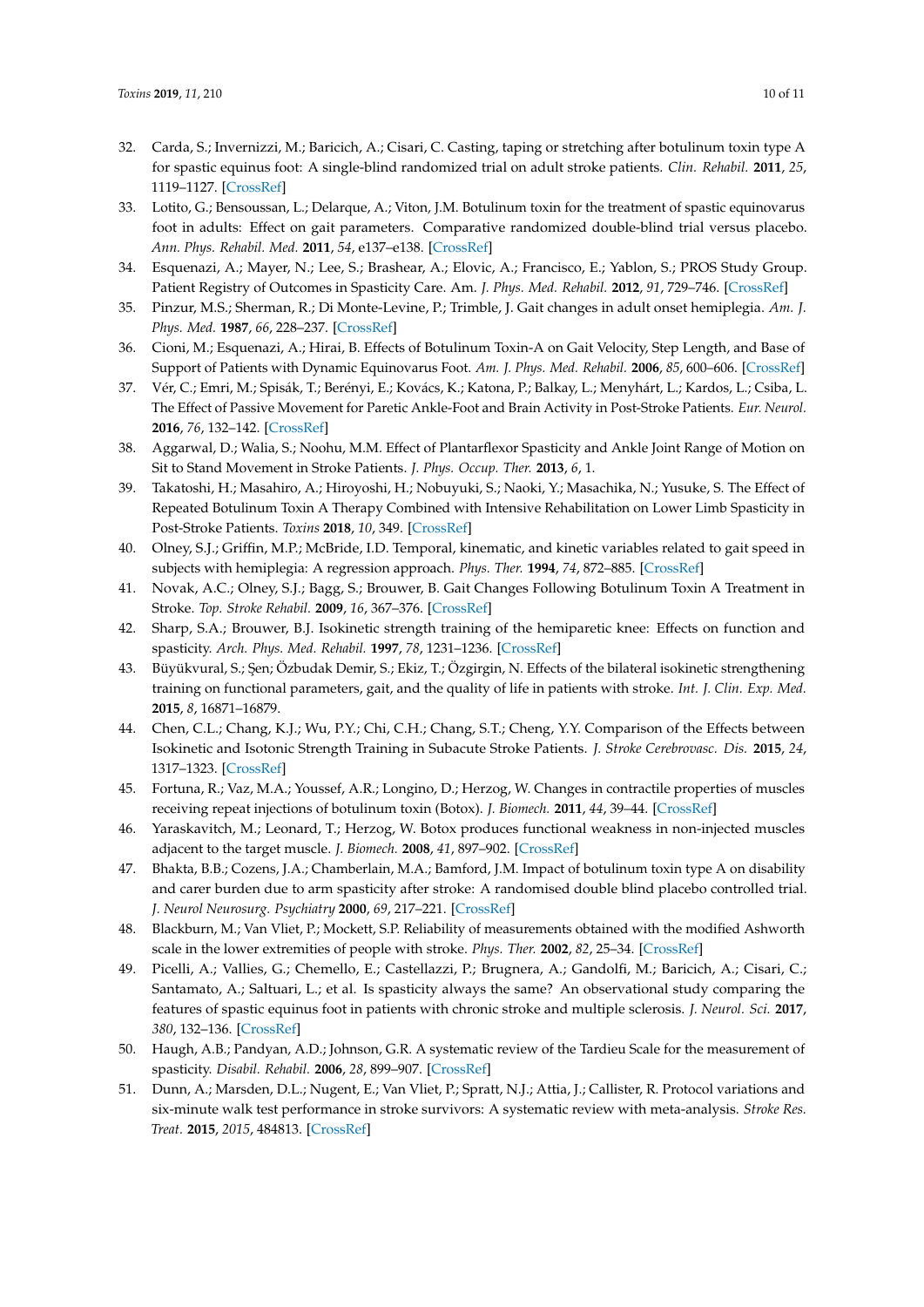32. Carda, S.; Invernizzi, M.; Baricich, A.; Cisari, C. Casting, taping or stretching after botulinum toxin type A for spastic equinus foot: A single-blind randomized trial on adult stroke patients. *Clin. Rehabil.* **2011**, *25*, 1119–1127. [CrossRef]
33. Lotito, G.; Bensoussan, L.; Delarque, A.; Viton, J.M. Botulinum toxin for the treatment of spastic equinovarus foot in adults: Effect on gait parameters. Comparative randomized double-blind trial versus placebo. *Ann. Phys. Rehabil. Med.* **2011**, *54*, e137–e138. [CrossRef]
34. Esquenazi, A.; Mayer, N.; Lee, S.; Brashear, A.; Elovic, A.; Francisco, E.; Yablon, S.; PROS Study Group. Patient Registry of Outcomes in Spasticity Care. Am. *J. Phys. Med. Rehabil.* **2012**, *91*, 729–746. [CrossRef]
35. Pinzur, M.S.; Sherman, R.; Di Monte-Levine, P.; Trimble, J. Gait changes in adult onset hemiplegia. *Am. J. Phys. Med.* **1987**, *66*, 228–237. [CrossRef]
36. Cioni, M.; Esquenazi, A.; Hirai, B. Effects of Botulinum Toxin-A on Gait Velocity, Step Length, and Base of Support of Patients with Dynamic Equinovarus Foot. *Am. J. Phys. Med. Rehabil.* **2006**, *85*, 600–606. [CrossRef]
37. Vér, C.; Emri, M.; Spisák, T.; Berényi, E.; Kovács, K.; Katona, P.; Balkay, L.; Menyhárt, L.; Kardos, L.; Csiba, L. The Effect of Passive Movement for Paretic Ankle-Foot and Brain Activity in Post-Stroke Patients. *Eur. Neurol.* **2016**, *76*, 132–142. [CrossRef]
38. Aggarwal, D.; Walia, S.; Noohu, M.M. Effect of Plantarflexor Spasticity and Ankle Joint Range of Motion on Sit to Stand Movement in Stroke Patients. *J. Phys. Occup. Ther.* **2013**, *6*, 1.
39. Takatoshi, H.; Masahiro, A.; Hiroyoshi, H.; Nobuyuki, S.; Naoki, Y.; Masachika, N.; Yusuke, S. The Effect of Repeated Botulinum Toxin A Therapy Combined with Intensive Rehabilitation on Lower Limb Spasticity in Post-Stroke Patients. *Toxins* **2018**, *10*, 349. [CrossRef]
40. Olney, S.J.; Griffin, M.P.; McBride, I.D. Temporal, kinematic, and kinetic variables related to gait speed in subjects with hemiplegia: A regression approach. *Phys. Ther.* **1994**, *74*, 872–885. [CrossRef]
41. Novak, A.C.; Olney, S.J.; Bagg, S.; Brouwer, B. Gait Changes Following Botulinum Toxin A Treatment in Stroke. *Top. Stroke Rehabil.* **2009**, *16*, 367–376. [CrossRef]
42. Sharp, S.A.; Brouwer, B.J. Isokinetic strength training of the hemiparetic knee: Effects on function and spasticity. *Arch. Phys. Med. Rehabil.* **1997**, *78*, 1231–1236. [CrossRef]
43. Büyükvural, S.; Şen; Özbudak Demir, S.; Ekiz, T.; Özgirgin, N. Effects of the bilateral isokinetic strengthening training on functional parameters, gait, and the quality of life in patients with stroke. *Int. J. Clin. Exp. Med.* **2015**, *8*, 16871–16879.
44. Chen, C.L.; Chang, K.J.; Wu, P.Y.; Chi, C.H.; Chang, S.T.; Cheng, Y.Y. Comparison of the Effects between Isokinetic and Isotonic Strength Training in Subacute Stroke Patients. *J. Stroke Cerebrovasc. Dis.* **2015**, *24*, 1317–1323. [CrossRef]
45. Fortuna, R.; Vaz, M.A.; Youssef, A.R.; Longino, D.; Herzog, W. Changes in contractile properties of muscles receiving repeat injections of botulinum toxin (Botox). *J. Biomech.* **2011**, *44*, 39–44. [CrossRef]
46. Yaraskavitch, M.; Leonard, T.; Herzog, W. Botox produces functional weakness in non-injected muscles adjacent to the target muscle. *J. Biomech.* **2008**, *41*, 897–902. [CrossRef]
47. Bhakta, B.B.; Cozens, J.A.; Chamberlain, M.A.; Bamford, J.M. Impact of botulinum toxin type A on disability and carer burden due to arm spasticity after stroke: A randomised double blind placebo controlled trial. *J. Neurol Neurosurg. Psychiatry* **2000**, *69*, 217–221. [CrossRef]
48. Blackburn, M.; Van Vliet, P.; Mockett, S.P. Reliability of measurements obtained with the modified Ashworth scale in the lower extremities of people with stroke. *Phys. Ther.* **2002**, *82*, 25–34. [CrossRef]
49. Picelli, A.; Vallies, G.; Chemello, E.; Castellazzi, P.; Brugnera, A.; Gandolfi, M.; Baricich, A.; Cisari, C.; Santamato, A.; Saltuari, L.; et al. Is spasticity always the same? An observational study comparing the features of spastic equinus foot in patients with chronic stroke and multiple sclerosis. *J. Neurol. Sci.* **2017**, *380*, 132–136. [CrossRef]
50. Haugh, A.B.; Pandyan, A.D.; Johnson, G.R. A systematic review of the Tardieu Scale for the measurement of spasticity. *Disabil. Rehabil.* **2006**, *28*, 899–907. [CrossRef]
51. Dunn, A.; Marsden, D.L.; Nugent, E.; Van Vliet, P.; Spratt, N.J.; Attia, J.; Callister, R. Protocol variations and six-minute walk test performance in stroke survivors: A systematic review with meta-analysis. *Stroke Res. Treat.* **2015**, *2015*, 484813. [CrossRef]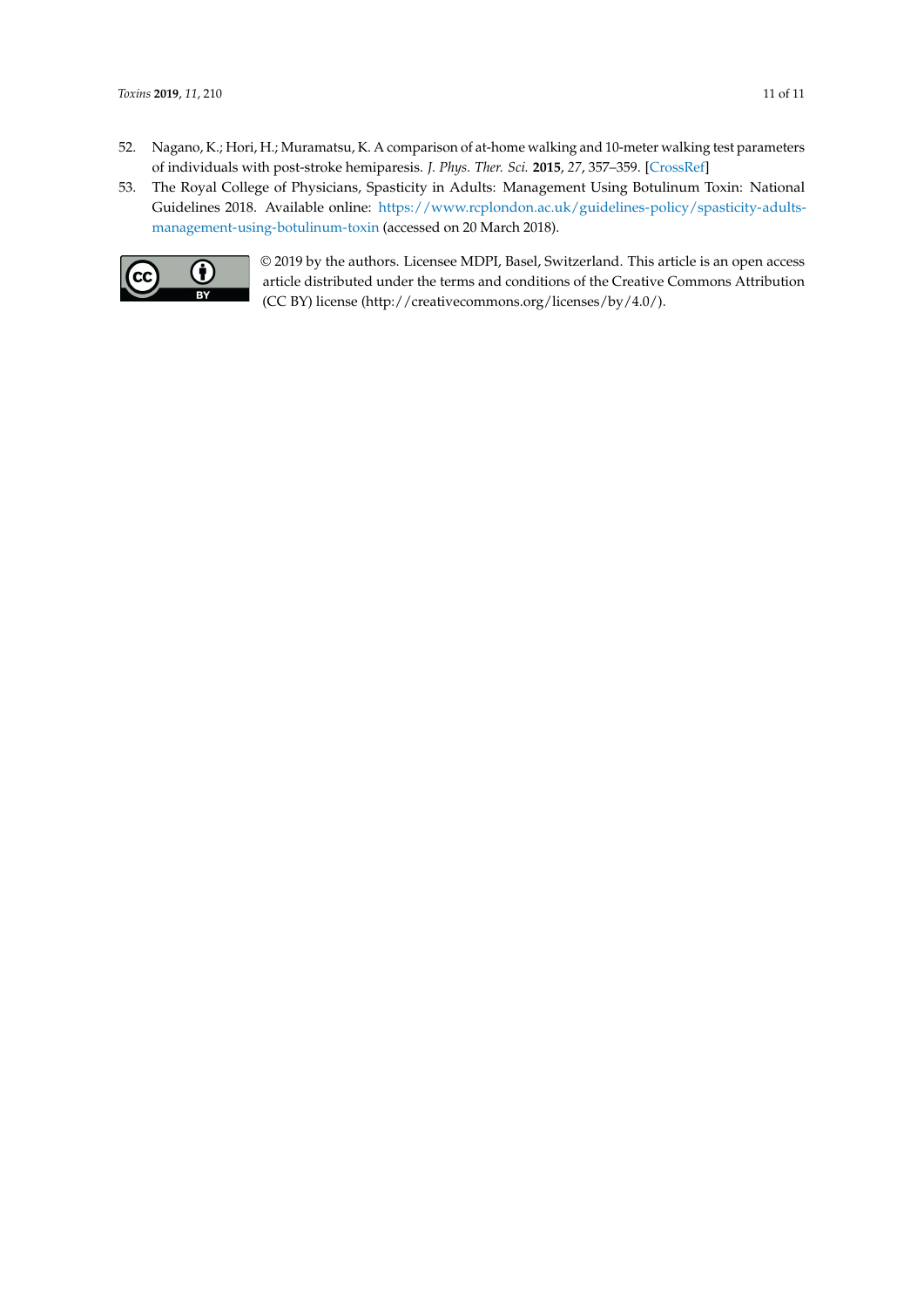52. Nagano, K.; Hori, H.; Muramatsu, K. A comparison of at-home walking and 10-meter walking test parameters of individuals with post-stroke hemiparesis. *J. Phys. Ther. Sci.* **2015**, *27*, 357–359. [CrossRef]
53. The Royal College of Physicians, Spasticity in Adults: Management Using Botulinum Toxin: National Guidelines 2018. Available online: https://www.rcplondon.ac.uk/guidelines-policy/spasticity-adults-management-using-botulinum-toxin (accessed on 20 March 2018).

© 2019 by the authors. Licensee MDPI, Basel, Switzerland. This article is an open access article distributed under the terms and conditions of the Creative Commons Attribution (CC BY) license (http://creativecommons.org/licenses/by/4.0/).